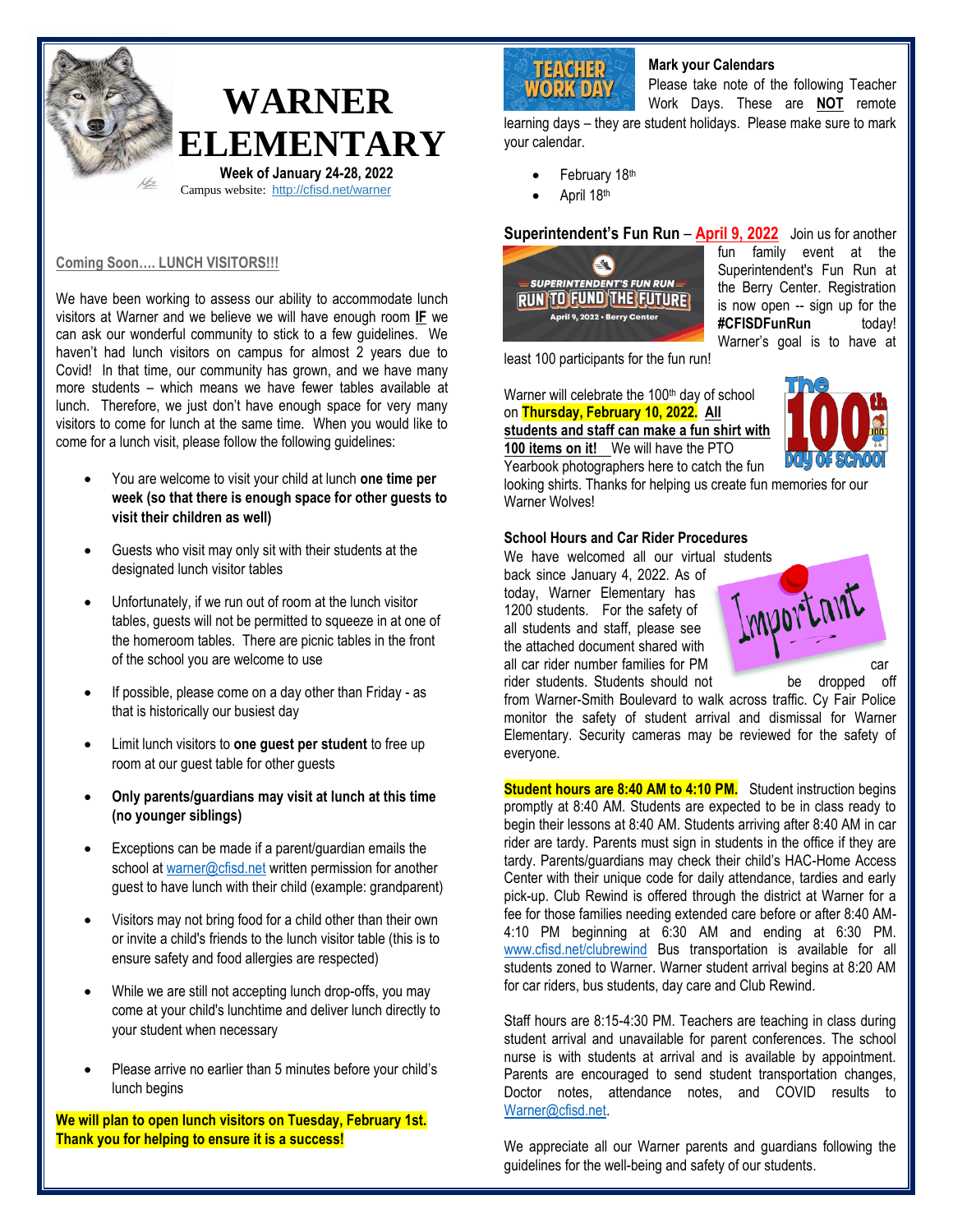# WARNER ELEMENTARY

**Week of January 24-28, 2022**

Campus website: http://cfisd.net/warner

## Coming Soon…. LUNCH VISITORS!!!

We have been working to assess our ability to accommodate lunch visitors at Warner and we believe we will have enough room **IF** we can ask our wonderful community to stick to a few guidelines. We haven't had lunch visitors on campus for almost 2 years due to Covid! In that time, our community has grown, and we have many more students – which means we have fewer tables available at lunch. Therefore, we just don't have enough space for very many visitors to come for lunch at the same time. When you would like to come for a lunch visit, please follow the following guidelines:

- You are welcome to visit your child at lunch **one time per week (so that there is enough space for other guests to visit their children as well)**
- Guests who visit may only sit with their students at the designated lunch visitor tables
- Unfortunately, if we run out of room at the lunch visitor tables, guests will not be permitted to squeeze in at one of the homeroom tables. There are picnic tables in the front of the school you are welcome to use
- If possible, please come on a day other than Friday - as that is historically our busiest day
- Limit lunch visitors to **one guest per student** to free up room at our guest table for other guests
- **Only parents/guardians may visit at lunch at this time (no younger siblings)**
- Exceptions can be made if a parent/guardian emails the school at warner@cfisd.net written permission for another guest to have lunch with their child (example: grandparent)
- Visitors may not bring food for a child other than their own or invite a child's friends to the lunch visitor table (this is to ensure safety and food allergies are respected)
- While we are still not accepting lunch drop-offs, you may come at your child's lunchtime and deliver lunch directly to your student when necessary
- Please arrive no earlier than 5 minutes before your child's lunch begins

**We will plan to open lunch visitors on Tuesday, February 1st. Thank you for helping to ensure it is a success!**

### Mark your Calendars

Please take note of the following Teacher Work Days. These are **NOT** remote learning days – they are student holidays. Please make sure to mark your calendar.

- February 18th
- April 18th

### Superintendent's Fun Run – April 9, 2022

Join us for another fun family event at the Superintendent's Fun Run at the Berry Center. Registration is now open -- sign up for the **#CFISDFunRun** today! Warner's goal is to have at least 100 participants for the fun run!

Warner will celebrate the 100th day of school on **Thursday, February 10, 2022.** **All students and staff can make a fun shirt with 100 items on it!** We will have the PTO Yearbook photographers here to catch the fun looking shirts. Thanks for helping us create fun memories for our Warner Wolves!

### School Hours and Car Rider Procedures

We have welcomed all our virtual students back since January 4, 2022. As of today, Warner Elementary has 1200 students. For the safety of all students and staff, please see the attached document shared with all car rider number families for PM car rider students. Students should not be dropped off from Warner-Smith Boulevard to walk across traffic. Cy Fair Police monitor the safety of student arrival and dismissal for Warner Elementary. Security cameras may be reviewed for the safety of everyone.

**Student hours are 8:40 AM to 4:10 PM.** Student instruction begins promptly at 8:40 AM. Students are expected to be in class ready to begin their lessons at 8:40 AM. Students arriving after 8:40 AM in car rider are tardy. Parents must sign in students in the office if they are tardy. Parents/guardians may check their child's HAC-Home Access Center with their unique code for daily attendance, tardies and early pick-up. Club Rewind is offered through the district at Warner for a fee for those families needing extended care before or after 8:40 AM-4:10 PM beginning at 6:30 AM and ending at 6:30 PM. www.cfisd.net/clubrewind Bus transportation is available for all students zoned to Warner. Warner student arrival begins at 8:20 AM for car riders, bus students, day care and Club Rewind.

Staff hours are 8:15-4:30 PM. Teachers are teaching in class during student arrival and unavailable for parent conferences. The school nurse is with students at arrival and is available by appointment. Parents are encouraged to send student transportation changes, Doctor notes, attendance notes, and COVID results to Warner@cfisd.net.

We appreciate all our Warner parents and guardians following the guidelines for the well-being and safety of our students.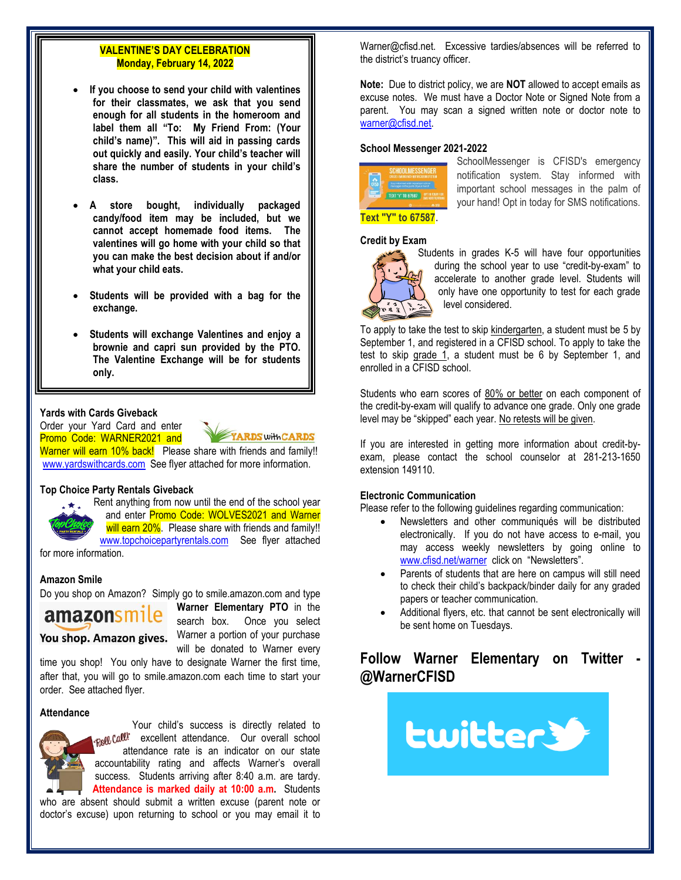**VALENTINE'S DAY CELEBRATION**
**Monday, February 14, 2022**

- **If you choose to send your child with valentines for their classmates, we ask that you send enough for all students in the homeroom and label them all "To: My Friend From: (Your child's name)". This will aid in passing cards out quickly and easily. Your child's teacher will share the number of students in your child's class.**
- **A store bought, individually packaged candy/food item may be included, but we cannot accept homemade food items. The valentines will go home with your child so that you can make the best decision about if and/or what your child eats.**
- **Students will be provided with a bag for the exchange.**
- **Students will exchange Valentines and enjoy a brownie and capri sun provided by the PTO. The Valentine Exchange will be for students only.**

### Yards with Cards Giveback

Order your Yard Card and enter Promo Code: WARNER2021 and Warner will earn 10% back! Please share with friends and family!! www.yardswithcards.com See flyer attached for more information.

### Top Choice Party Rentals Giveback

Rent anything from now until the end of the school year and enter Promo Code: WOLVES2021 and Warner will earn 20%. Please share with friends and family!! www.topchoicepartyrentals.com See flyer attached for more information.

### Amazon Smile

Do you shop on Amazon? Simply go to smile.amazon.com and type **Warner Elementary PTO** in the search box. Once you select Warner a portion of your purchase will be donated to Warner every time you shop! You only have to designate Warner the first time, after that, you will go to smile.amazon.com each time to start your order. See attached flyer.

### Attendance

Your child's success is directly related to excellent attendance. Our overall school attendance rate is an indicator on our state accountability rating and affects Warner's overall success. Students arriving after 8:40 a.m. are tardy. **Attendance is marked daily at 10:00 a.m.** Students who are absent should submit a written excuse (parent note or doctor's excuse) upon returning to school or you may email it to Warner@cfisd.net. Excessive tardies/absences will be referred to the district's truancy officer.

**Note:** Due to district policy, we are **NOT** allowed to accept emails as excuse notes. We must have a Doctor Note or Signed Note from a parent. You may scan a signed written note or doctor note to warner@cfisd.net.

### School Messenger 2021-2022

SchoolMessenger is CFISD's emergency notification system. Stay informed with important school messages in the palm of your hand! Opt in today for SMS notifications. Text "Y" to 67587.

### Credit by Exam

Students in grades K-5 will have four opportunities during the school year to use "credit-by-exam" to accelerate to another grade level. Students will only have one opportunity to test for each grade level considered.

To apply to take the test to skip kindergarten, a student must be 5 by September 1, and registered in a CFISD school. To apply to take the test to skip grade 1, a student must be 6 by September 1, and enrolled in a CFISD school.

Students who earn scores of 80% or better on each component of the credit-by-exam will qualify to advance one grade. Only one grade level may be "skipped" each year. No retests will be given.

If you are interested in getting more information about credit-by-exam, please contact the school counselor at 281-213-1650 extension 149110.

### Electronic Communication

Please refer to the following guidelines regarding communication:

- Newsletters and other communiqués will be distributed electronically. If you do not have access to e-mail, you may access weekly newsletters by going online to www.cfisd.net/warner click on "Newsletters".
- Parents of students that are here on campus will still need to check their child's backpack/binder daily for any graded papers or teacher communication.
- Additional flyers, etc. that cannot be sent electronically will be sent home on Tuesdays.

## Follow Warner Elementary on Twitter - @WarnerCFISD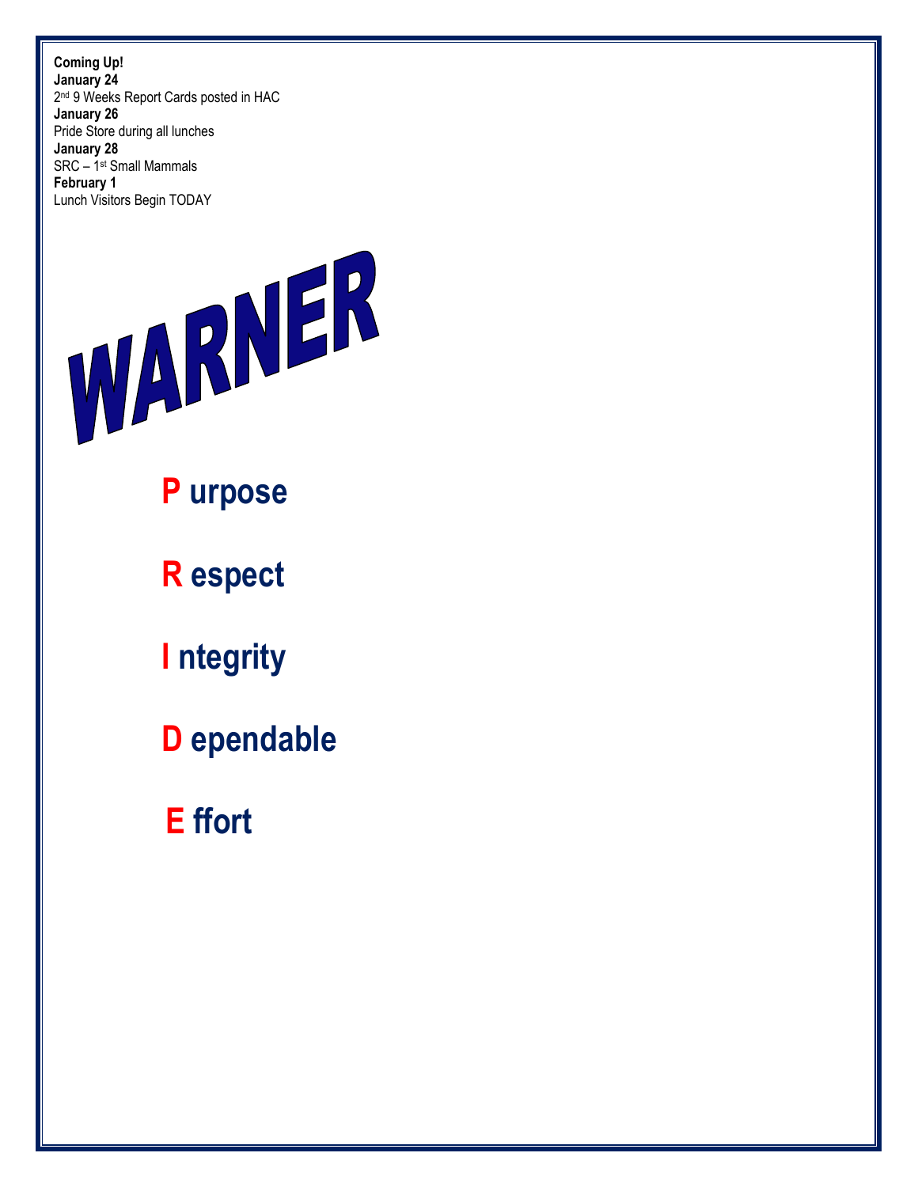**Coming Up!**

**January 24**

2nd 9 Weeks Report Cards posted in HAC

**January 26**

Pride Store during all lunches

**January 28**

SRC – 1st Small Mammals

**February 1**

Lunch Visitors Begin TODAY

# WARNER

## P urpose

## R espect

## I ntegrity

## D ependable

## E ffort